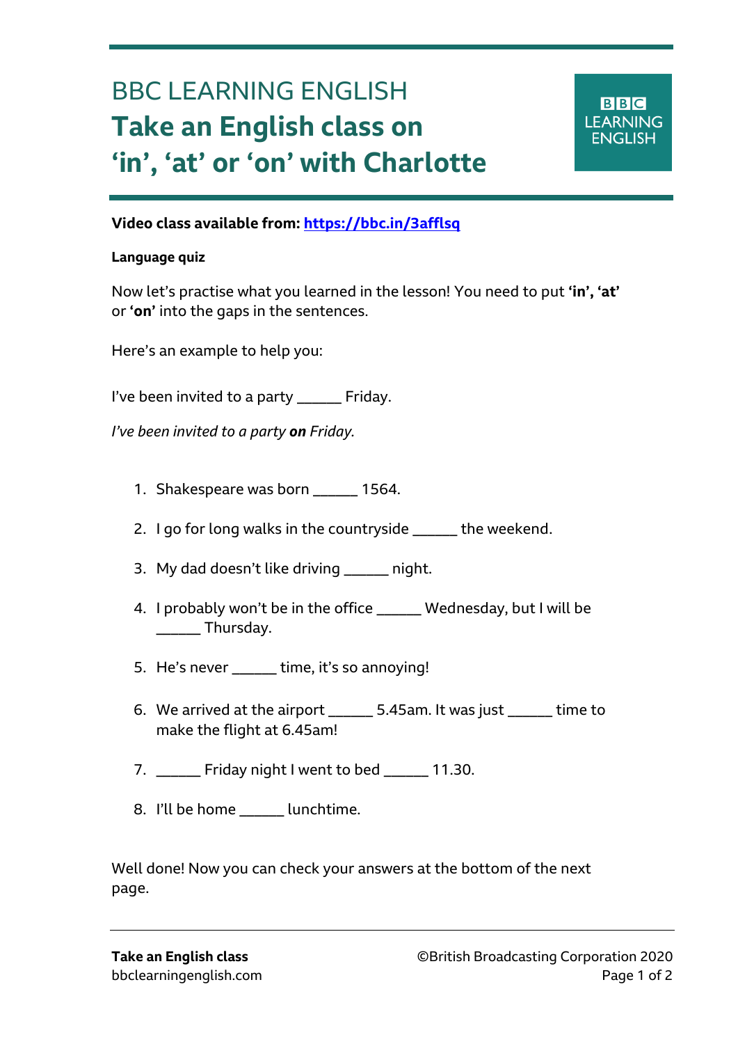# BBC LEARNING ENGLISH

## Take an English class on 'in', 'at' or 'on' with Charlotte

**Video class available from: https://bbc.in/3afflsq**

**Language quiz**

Now let's practise what you learned in the lesson! You need to put **'in', 'at'** or **'on'** into the gaps in the sentences.

Here's an example to help you:

I've been invited to a party ______ Friday.

*I've been invited to a party **on** Friday.*

1. Shakespeare was born ______ 1564.
2. I go for long walks in the countryside ______ the weekend.
3. My dad doesn't like driving ______ night.
4. I probably won't be in the office ______ Wednesday, but I will be ______ Thursday.
5. He's never ______ time, it's so annoying!
6. We arrived at the airport ______ 5.45am. It was just ______ time to make the flight at 6.45am!
7. ______ Friday night I went to bed ______ 11.30.
8. I'll be home ______ lunchtime.

Well done! Now you can check your answers at the bottom of the next page.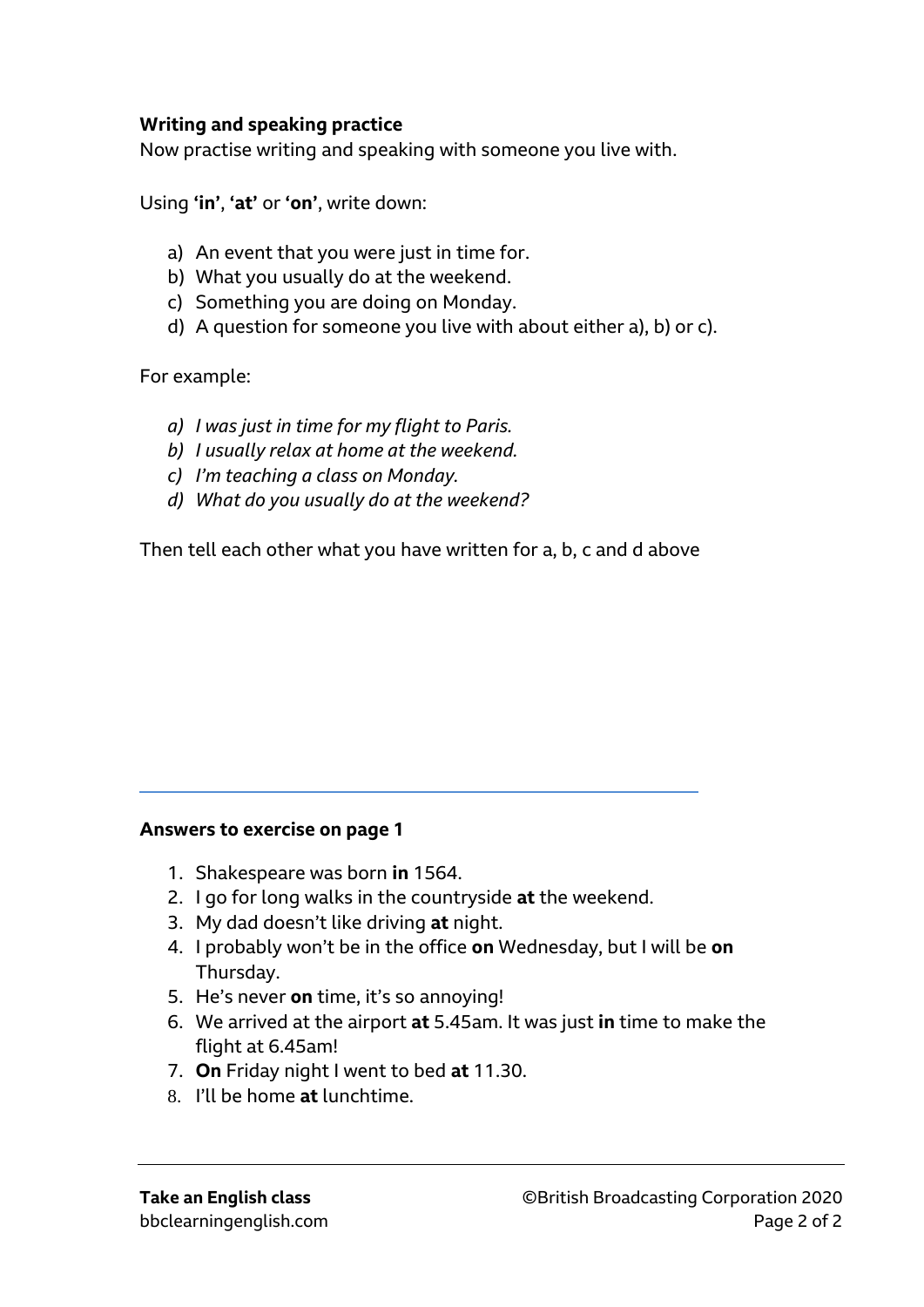**Writing and speaking practice**

Now practise writing and speaking with someone you live with.

Using **'in'**, **'at'** or **'on'**, write down:

a) An event that you were just in time for.
b) What you usually do at the weekend.
c) Something you are doing on Monday.
d) A question for someone you live with about either a), b) or c).

For example:

*a) I was just in time for my flight to Paris.*
*b) I usually relax at home at the weekend.*
*c) I'm teaching a class on Monday.*
*d) What do you usually do at the weekend?*

Then tell each other what you have written for a, b, c and d above

---

**Answers to exercise on page 1**

1. Shakespeare was born **in** 1564.
2. I go for long walks in the countryside **at** the weekend.
3. My dad doesn't like driving **at** night.
4. I probably won't be in the office **on** Wednesday, but I will be **on** Thursday.
5. He's never **on** time, it's so annoying!
6. We arrived at the airport **at** 5.45am. It was just **in** time to make the flight at 6.45am!
7. **On** Friday night I went to bed **at** 11.30.
8. I'll be home **at** lunchtime.